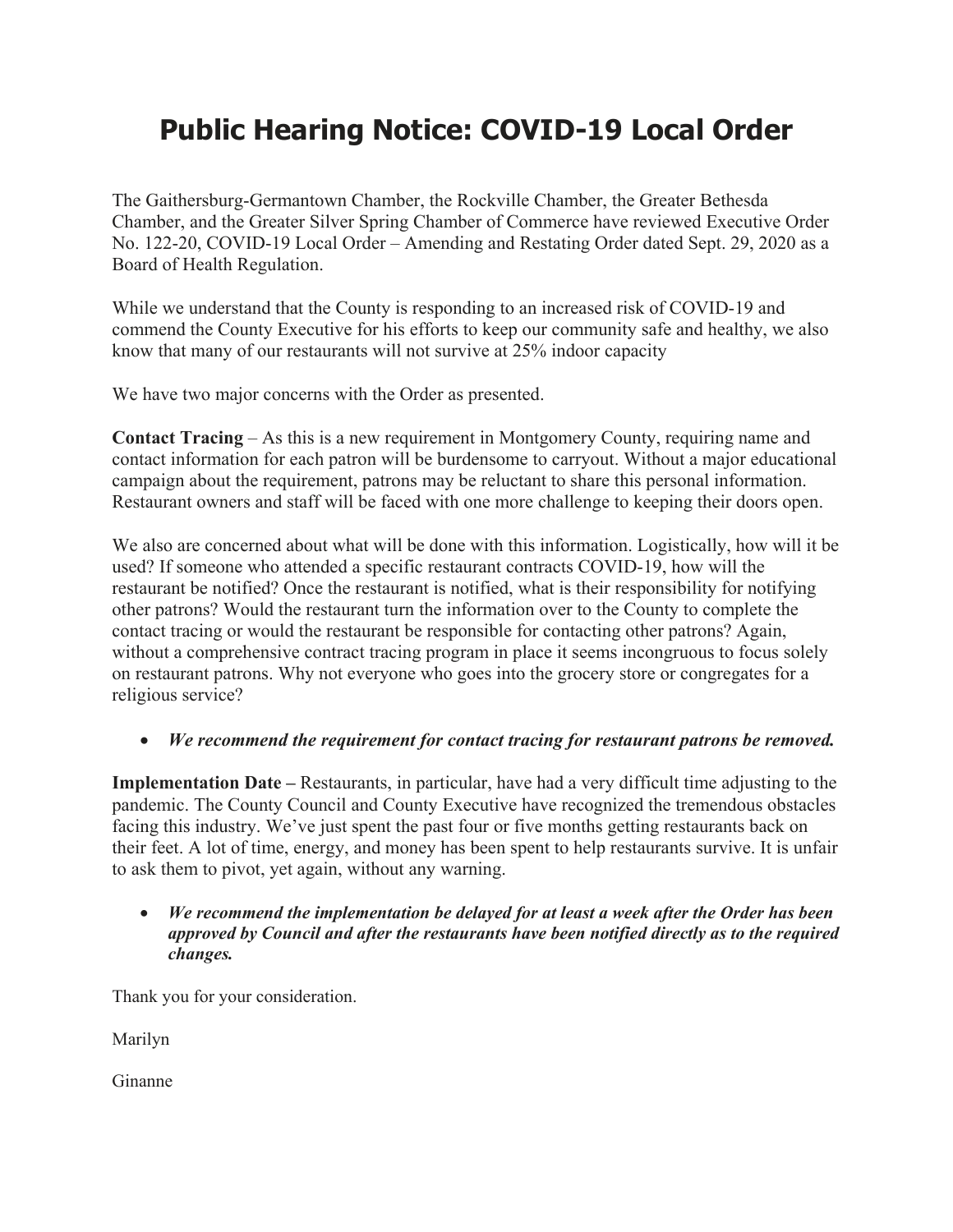# Public Hearing Notice: COVID-19 Local Order

The Gaithersburg-Germantown Chamber, the Rockville Chamber, the Greater Bethesda Chamber, and the Greater Silver Spring Chamber of Commerce have reviewed Executive Order No. 122-20, COVID-19 Local Order – Amending and Restating Order dated Sept. 29, 2020 as a Board of Health Regulation.

While we understand that the County is responding to an increased risk of COVID-19 and commend the County Executive for his efforts to keep our community safe and healthy, we also know that many of our restaurants will not survive at 25% indoor capacity

We have two major concerns with the Order as presented.

**Contact Tracing** – As this is a new requirement in Montgomery County, requiring name and contact information for each patron will be burdensome to carryout. Without a major educational campaign about the requirement, patrons may be reluctant to share this personal information. Restaurant owners and staff will be faced with one more challenge to keeping their doors open.

We also are concerned about what will be done with this information. Logistically, how will it be used? If someone who attended a specific restaurant contracts COVID-19, how will the restaurant be notified? Once the restaurant is notified, what is their responsibility for notifying other patrons? Would the restaurant turn the information over to the County to complete the contact tracing or would the restaurant be responsible for contacting other patrons? Again, without a comprehensive contract tracing program in place it seems incongruous to focus solely on restaurant patrons. Why not everyone who goes into the grocery store or congregates for a religious service?

- ***We recommend the requirement for contact tracing for restaurant patrons be removed.***

**Implementation Date –** Restaurants, in particular, have had a very difficult time adjusting to the pandemic. The County Council and County Executive have recognized the tremendous obstacles facing this industry. We've just spent the past four or five months getting restaurants back on their feet. A lot of time, energy, and money has been spent to help restaurants survive. It is unfair to ask them to pivot, yet again, without any warning.

- ***We recommend the implementation be delayed for at least a week after the Order has been approved by Council and after the restaurants have been notified directly as to the required changes.***

Thank you for your consideration.

Marilyn

Ginanne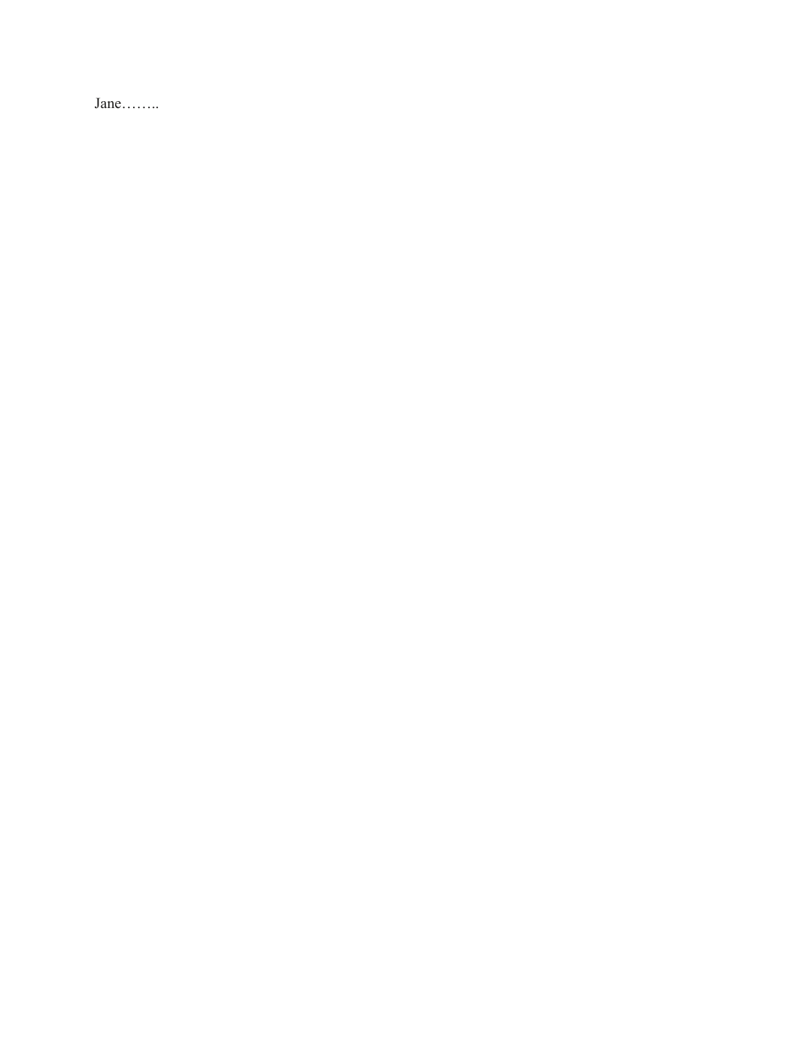Jane……..